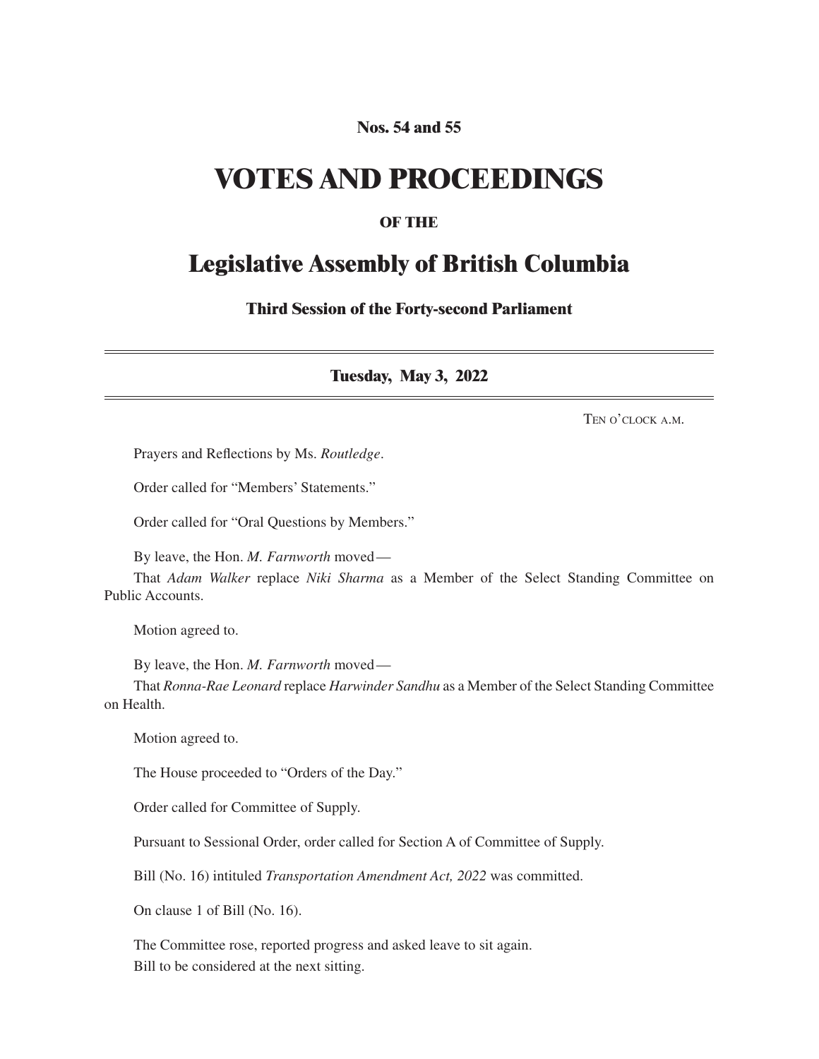**Nos. 54 and 55**

# VOTES AND PROCEEDINGS

**OF THE**

## Legislative Assembly of British Columbia

**Third Session of the Forty-second Parliament**

---

**Tuesday, May 3, 2022**

---

TEN O'CLOCK A.M.

Prayers and Reflections by Ms. *Routledge*.

Order called for "Members' Statements."

Order called for "Oral Questions by Members."

By leave, the Hon. *M. Farnworth* moved—

That *Adam Walker* replace *Niki Sharma* as a Member of the Select Standing Committee on Public Accounts.

Motion agreed to.

By leave, the Hon. *M. Farnworth* moved—

That *Ronna-Rae Leonard* replace *Harwinder Sandhu* as a Member of the Select Standing Committee on Health.

Motion agreed to.

The House proceeded to "Orders of the Day."

Order called for Committee of Supply.

Pursuant to Sessional Order, order called for Section A of Committee of Supply.

Bill (No. 16) intituled *Transportation Amendment Act, 2022* was committed.

On clause 1 of Bill (No. 16).

The Committee rose, reported progress and asked leave to sit again.
Bill to be considered at the next sitting.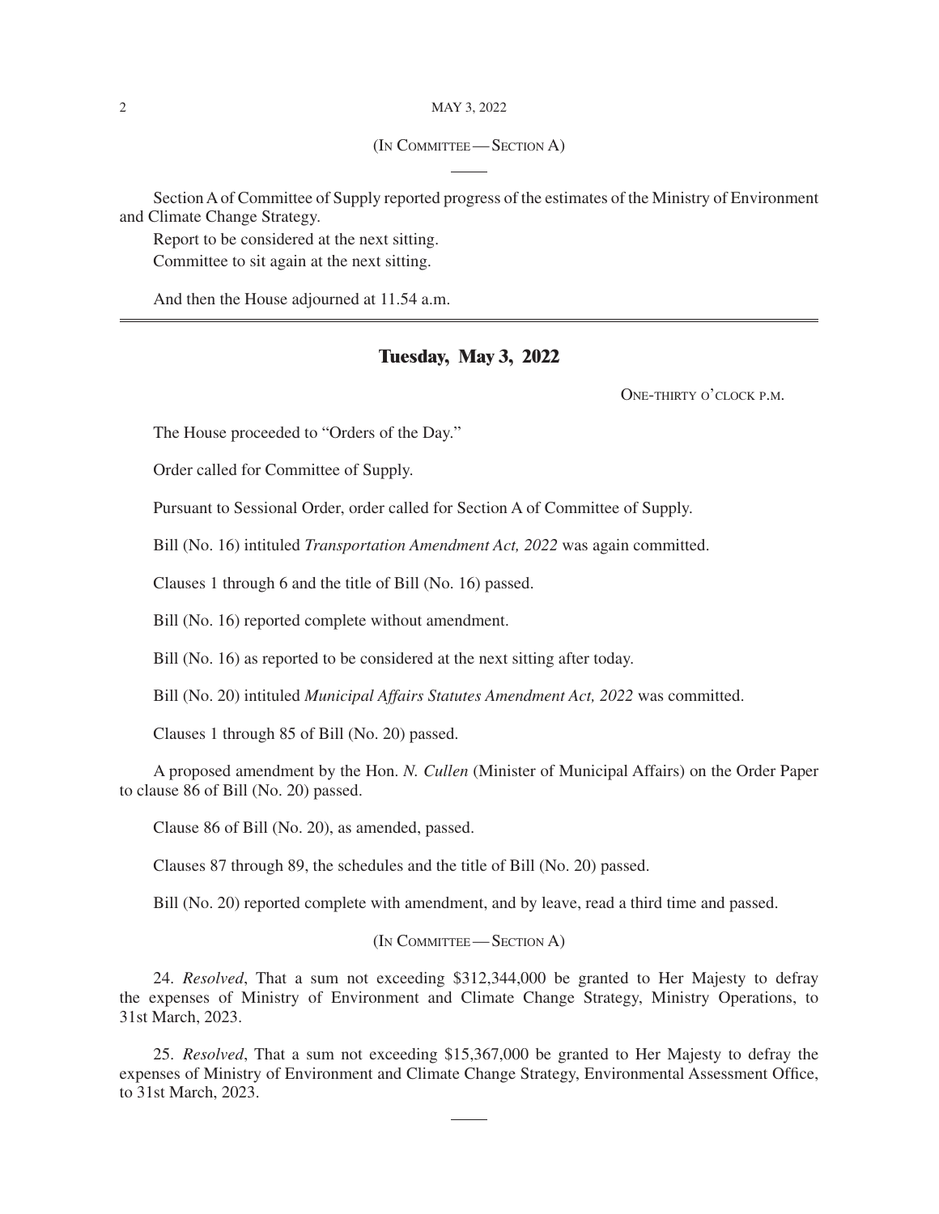(In Committee — Section A)

Section A of Committee of Supply reported progress of the estimates of the Ministry of Environment and Climate Change Strategy.

Report to be considered at the next sitting.

Committee to sit again at the next sitting.

And then the House adjourned at 11.54 a.m.

---

## Tuesday, May 3, 2022

One-thirty o'clock p.m.

The House proceeded to "Orders of the Day."

Order called for Committee of Supply.

Pursuant to Sessional Order, order called for Section A of Committee of Supply.

Bill (No. 16) intituled *Transportation Amendment Act, 2022* was again committed.

Clauses 1 through 6 and the title of Bill (No. 16) passed.

Bill (No. 16) reported complete without amendment.

Bill (No. 16) as reported to be considered at the next sitting after today.

Bill (No. 20) intituled *Municipal Affairs Statutes Amendment Act, 2022* was committed.

Clauses 1 through 85 of Bill (No. 20) passed.

A proposed amendment by the Hon. *N. Cullen* (Minister of Municipal Affairs) on the Order Paper to clause 86 of Bill (No. 20) passed.

Clause 86 of Bill (No. 20), as amended, passed.

Clauses 87 through 89, the schedules and the title of Bill (No. 20) passed.

Bill (No. 20) reported complete with amendment, and by leave, read a third time and passed.

(In Committee — Section A)

24. *Resolved*, That a sum not exceeding $312,344,000 be granted to Her Majesty to defray the expenses of Ministry of Environment and Climate Change Strategy, Ministry Operations, to 31st March, 2023.

25. *Resolved*, That a sum not exceeding $15,367,000 be granted to Her Majesty to defray the expenses of Ministry of Environment and Climate Change Strategy, Environmental Assessment Office, to 31st March, 2023.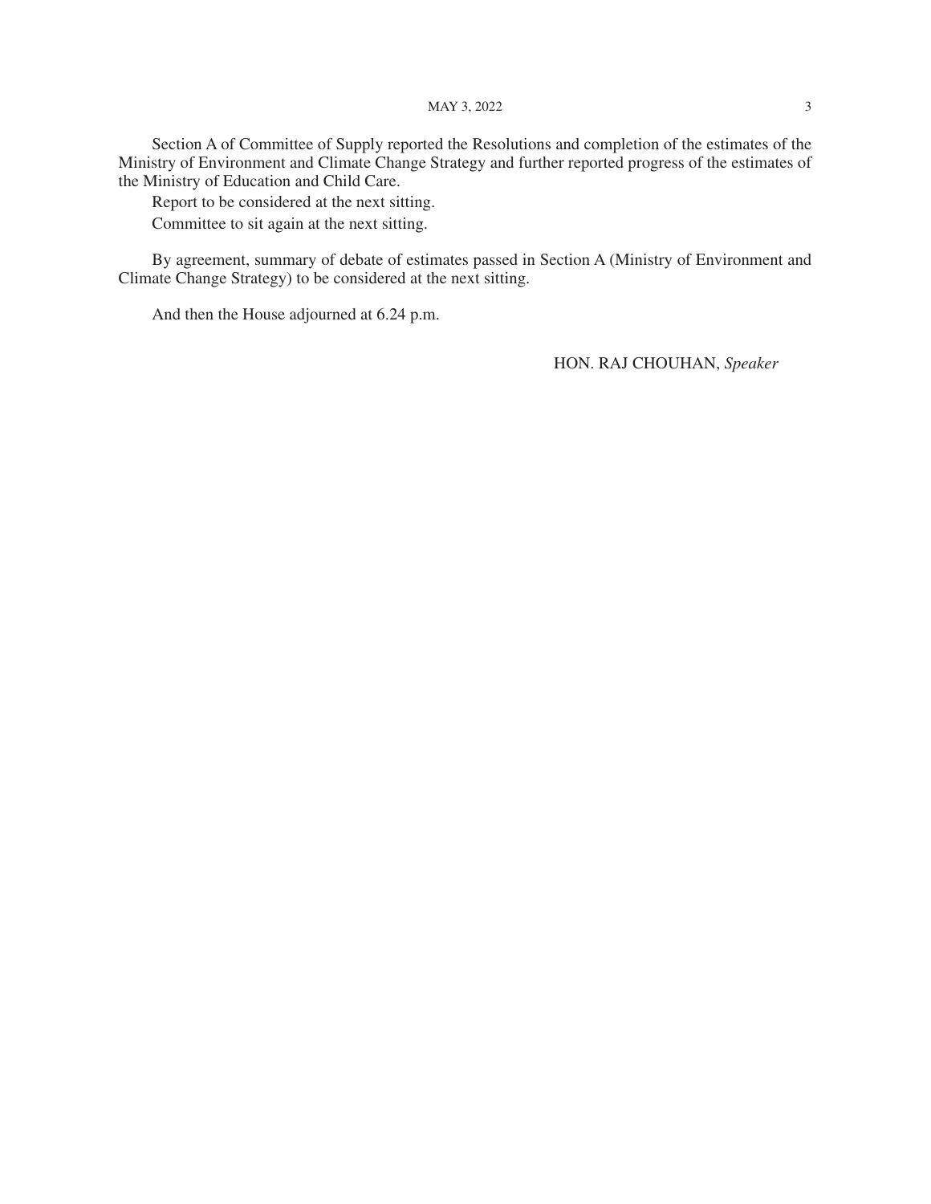Section A of Committee of Supply reported the Resolutions and completion of the estimates of the Ministry of Environment and Climate Change Strategy and further reported progress of the estimates of the Ministry of Education and Child Care.

Report to be considered at the next sitting.

Committee to sit again at the next sitting.

By agreement, summary of debate of estimates passed in Section A (Ministry of Environment and Climate Change Strategy) to be considered at the next sitting.

And then the House adjourned at 6.24 p.m.

HON. RAJ CHOUHAN, *Speaker*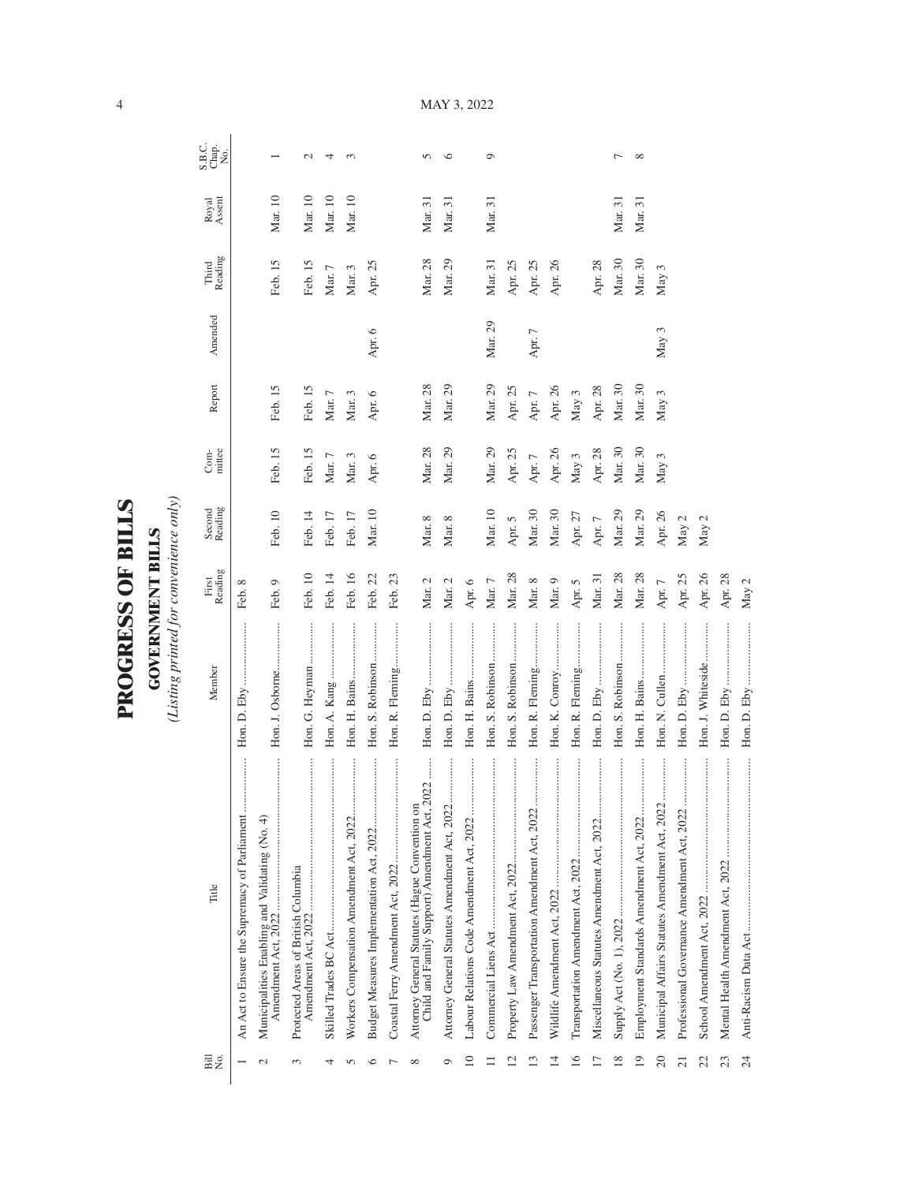# PROGRESS OF BILLS

## GOVERNMENT BILLS

*(Listing printed for convenience only)*

| Bill No. | Title | Member | First Reading | Second Reading | Committee | Report | Amended | Third Reading | Royal Assent | S.B.C. Chap. No. |
|---|---|---|---|---|---|---|---|---|---|---|
| 1 | An Act to Ensure the Supremacy of Parliament | Hon. D. Eby | Feb. 8 | | | | | | | |
| 2 | Municipalities Enabling and Validating (No. 4) Amendment Act, 2022 | Hon. J. Osborne | Feb. 9 | Feb. 10 | Feb. 15 | Feb. 15 | | Feb. 15 | Mar. 10 | 1 |
| 3 | Protected Areas of British Columbia Amendment Act, 2022 | Hon. G. Heyman | Feb. 10 | Feb. 14 | Feb. 15 | Feb. 15 | | Feb. 15 | Mar. 10 | 2 |
| 4 | Skilled Trades BC Act | Hon. A. Kang | Feb. 14 | Feb. 17 | Mar. 7 | Mar. 7 | | Mar. 7 | Mar. 10 | 4 |
| 5 | Workers Compensation Amendment Act, 2022 | Hon. H. Bains | Feb. 16 | Feb. 17 | Mar. 3 | Mar. 3 | | Mar. 3 | Mar. 10 | 3 |
| 6 | Budget Measures Implementation Act, 2022 | Hon. S. Robinson | Feb. 22 | Mar. 10 | Apr. 6 | Apr. 6 | Apr. 6 | Apr. 25 | | |
| 7 | Coastal Ferry Amendment Act, 2022 | Hon. R. Fleming | Feb. 23 | | | | | | | |
| 8 | Attorney General Statutes (Hague Convention on Child and Family Support) Amendment Act, 2022 | Hon. D. Eby | Mar. 2 | Mar. 8 | Mar. 28 | Mar. 28 | | Mar. 28 | Mar. 31 | 5 |
| 9 | Attorney General Statutes Amendment Act, 2022 | Hon. D. Eby | Mar. 2 | Mar. 8 | Mar. 29 | Mar. 29 | | Mar. 29 | Mar. 31 | 6 |
| 10 | Labour Relations Code Amendment Act, 2022 | Hon. H. Bains | Apr. 6 | | | | | | | |
| 11 | Commercial Liens Act | Hon. S. Robinson | Mar. 7 | Mar. 10 | Mar. 29 | Mar. 29 | Mar. 29 | Mar. 31 | Mar. 31 | 9 |
| 12 | Property Law Amendment Act, 2022 | Hon. S. Robinson | Mar. 28 | Apr. 5 | Apr. 25 | Apr. 25 | | Apr. 25 | | |
| 13 | Passenger Transportation Amendment Act, 2022 | Hon. R. Fleming | Mar. 8 | Mar. 30 | Apr. 7 | Apr. 7 | Apr. 7 | Apr. 25 | | |
| 14 | Wildlife Amendment Act, 2022 | Hon. K. Conroy | Mar. 9 | Mar. 30 | Apr. 26 | Apr. 26 | | Apr. 26 | | |
| 16 | Transportation Amendment Act, 2022 | Hon. R. Fleming | Apr. 5 | Apr. 27 | May 3 | May 3 | | | | |
| 17 | Miscellaneous Statutes Amendment Act, 2022 | Hon. D. Eby | Mar. 31 | Apr. 7 | Apr. 28 | Apr. 28 | | Apr. 28 | | |
| 18 | Supply Act (No. 1), 2022 | Hon. S. Robinson | Mar. 28 | Mar. 29 | Mar. 30 | Mar. 30 | | Mar. 30 | Mar. 31 | 7 |
| 19 | Employment Standards Amendment Act, 2022 | Hon. H. Bains | Mar. 28 | Mar. 29 | Mar. 30 | Mar. 30 | | Mar. 30 | Mar. 31 | 8 |
| 20 | Municipal Affairs Statutes Amendment Act, 2022 | Hon. N. Cullen | Apr. 7 | Apr. 26 | May 3 | May 3 | May 3 | May 3 | | |
| 21 | Professional Governance Amendment Act, 2022 | Hon. D. Eby | Apr. 25 | May 2 | | | | | | |
| 22 | School Amendment Act, 2022 | Hon. J. Whiteside | Apr. 26 | May 2 | | | | | | |
| 23 | Mental Health Amendment Act, 2022 | Hon. D. Eby | Apr. 28 | | | | | | | |
| 24 | Anti-Racism Data Act | Hon. D. Eby | May 2 | | | | | | | |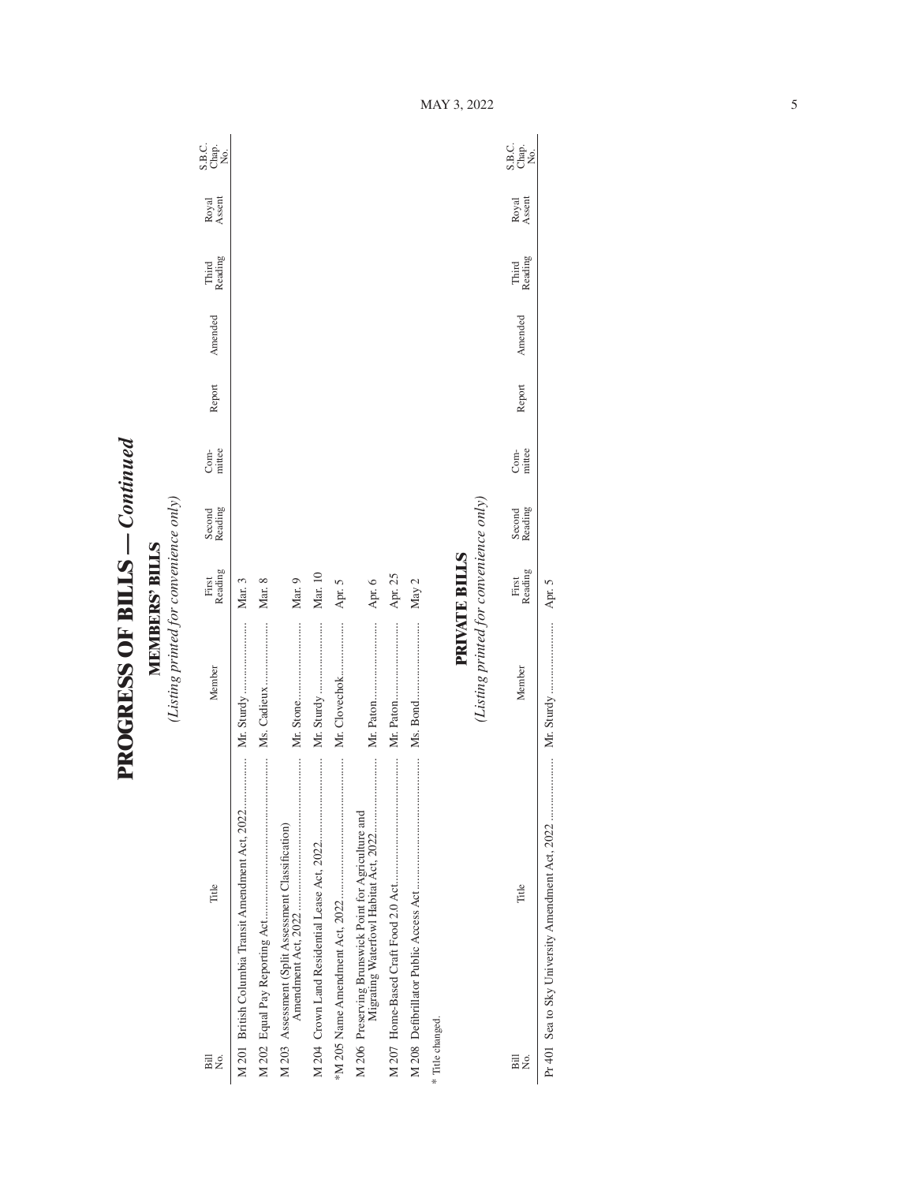# PROGRESS OF BILLS — *Continued*

## MEMBERS' BILLS

*(Listing printed for convenience only)*

| Bill No. | Title | Member | First Reading | Second Reading | Com-mittee | Report | Amended | Third Reading | Royal Assent | S.B.C. Chap. No. |
|---|---|---|---|---|---|---|---|---|---|---|
| M 201 | British Columbia Transit Amendment Act, 2022 | Mr. Sturdy | Mar. 3 | | | | | | | |
| M 202 | Equal Pay Reporting Act | Ms. Cadieux | Mar. 8 | | | | | | | |
| M 203 | Assessment (Split Assessment Classification) Amendment Act, 2022 | Mr. Stone | Mar. 9 | | | | | | | |
| M 204 | Crown Land Residential Lease Act, 2022 | Mr. Sturdy | Mar. 10 | | | | | | | |
| *M 205 | Name Amendment Act, 2022 | Mr. Clovechok | Apr. 5 | | | | | | | |
| M 206 | Preserving Brunswick Point for Agriculture and Migrating Waterfowl Habitat Act, 2022 | Mr. Paton | Apr. 6 | | | | | | | |
| M 207 | Home-Based Craft Food 2.0 Act | Mr. Paton | Apr. 25 | | | | | | | |
| M 208 | Defibrillator Public Access Act | Ms. Bond | May 2 | | | | | | | |

\* Title changed.

## PRIVATE BILLS

*(Listing printed for convenience only)*

| Bill No. | Title | Member | First Reading | Second Reading | Com-mittee | Report | Amended | Third Reading | Royal Assent | S.B.C. Chap. No. |
|---|---|---|---|---|---|---|---|---|---|---|
| Pr 401 | Sea to Sky University Amendment Act, 2022 | Mr. Sturdy | Apr. 5 | | | | | | | |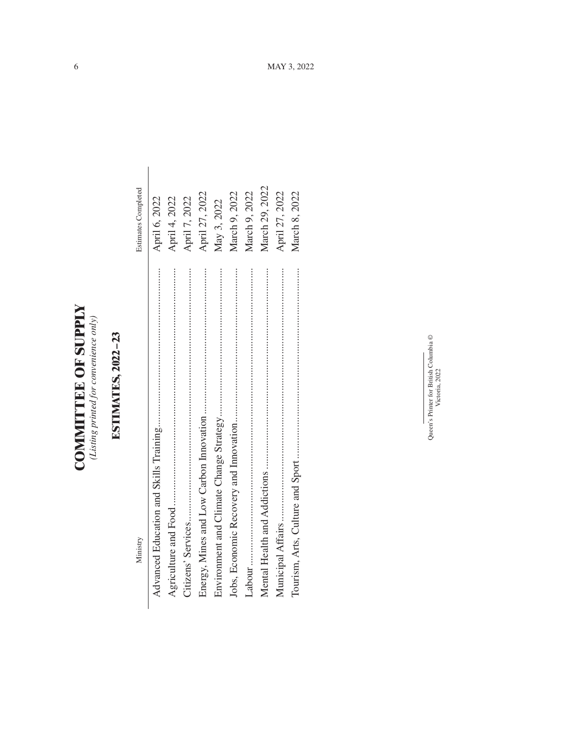# COMMITTEE OF SUPPLY

*(Listing printed for convenience only)*

## ESTIMATES, 2022 – 23

| Ministry | Estimates Completed |
|---|---|
| Advanced Education and Skills Training | April 6, 2022 |
| Agriculture and Food | April 4, 2022 |
| Citizens' Services | April 7, 2022 |
| Energy, Mines and Low Carbon Innovation | April 27, 2022 |
| Environment and Climate Change Strategy | May 3, 2022 |
| Jobs, Economic Recovery and Innovation | March 9, 2022 |
| Labour | March 9, 2022 |
| Mental Health and Addictions | March 29, 2022 |
| Municipal Affairs | April 27, 2022 |
| Tourism, Arts, Culture and Sport | March 8, 2022 |

Queen's Printer for British Columbia ©
Victoria, 2022